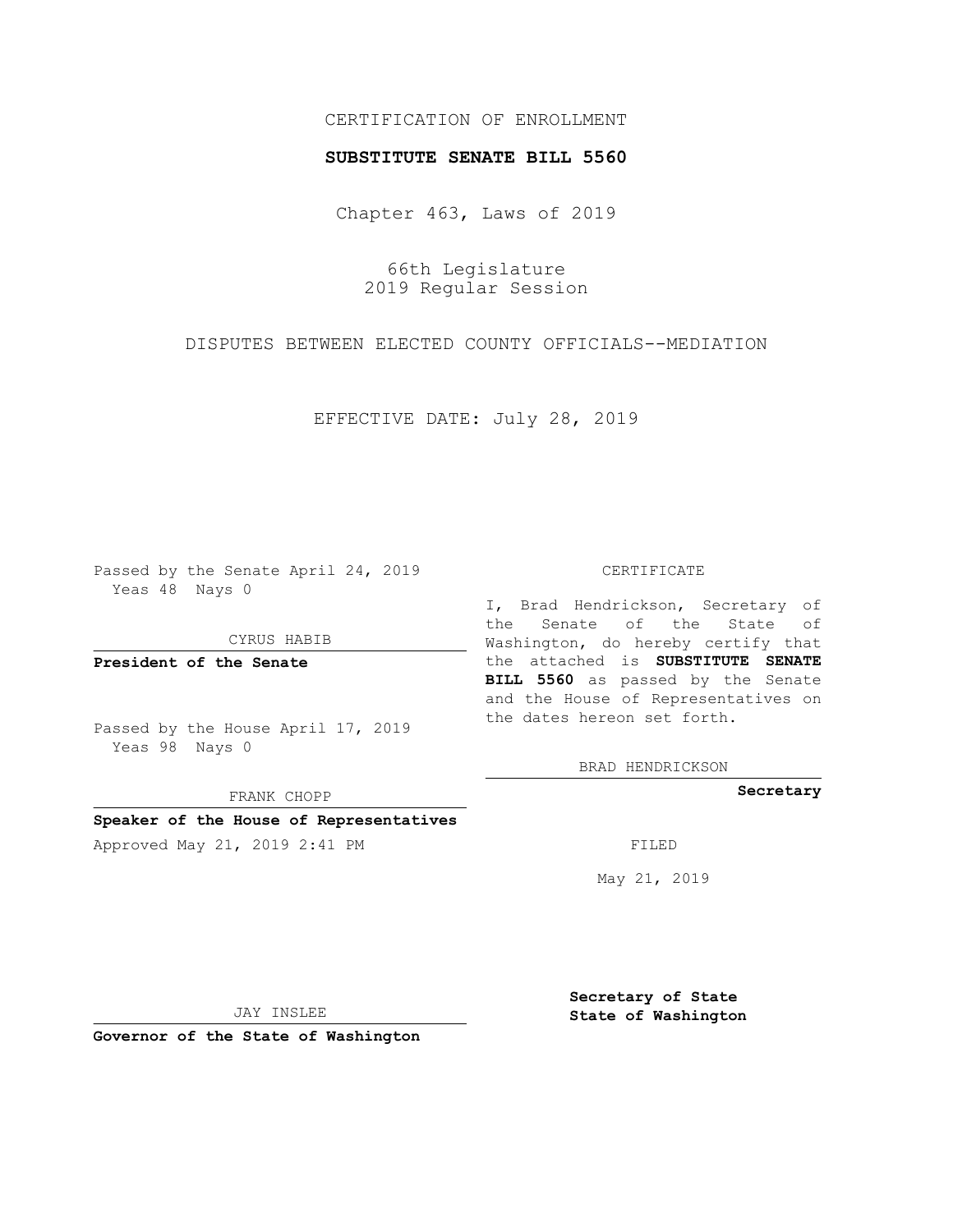CERTIFICATION OF ENROLLMENT

**SUBSTITUTE SENATE BILL 5560**

Chapter 463, Laws of 2019

66th Legislature
2019 Regular Session

DISPUTES BETWEEN ELECTED COUNTY OFFICIALS--MEDIATION

EFFECTIVE DATE: July 28, 2019

Passed by the Senate April 24, 2019
Yeas 48 Nays 0

CYRUS HABIB

**President of the Senate**

Passed by the House April 17, 2019
Yeas 98 Nays 0

FRANK CHOPP

**Speaker of the House of Representatives**

Approved May 21, 2019 2:41 PM

JAY INSLEE

**Governor of the State of Washington**

CERTIFICATE

I, Brad Hendrickson, Secretary of the Senate of the State of Washington, do hereby certify that the attached is **SUBSTITUTE SENATE BILL 5560** as passed by the Senate and the House of Representatives on the dates hereon set forth.

BRAD HENDRICKSON

**Secretary**

FILED

May 21, 2019

**Secretary of State**
**State of Washington**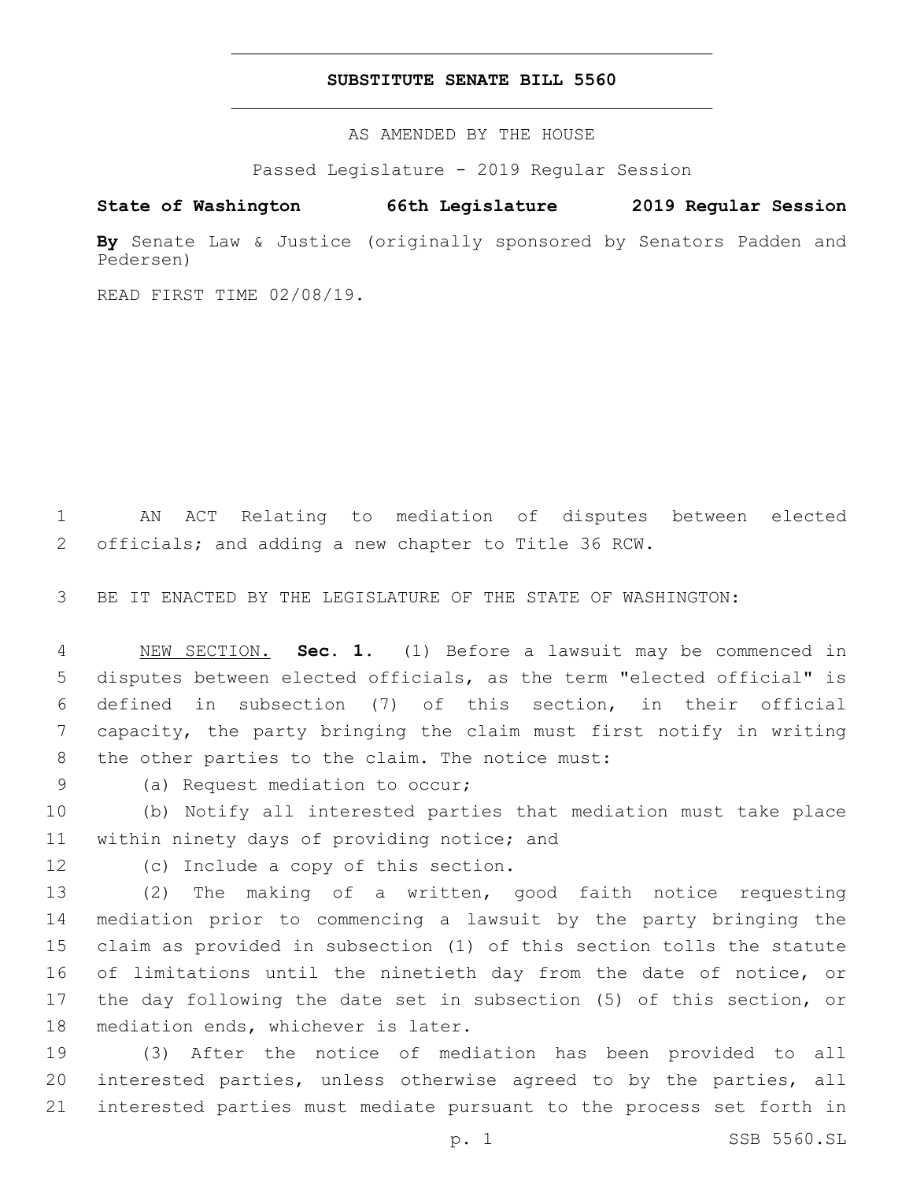# SUBSTITUTE SENATE BILL 5560

AS AMENDED BY THE HOUSE

Passed Legislature - 2019 Regular Session

**State of Washington 66th Legislature 2019 Regular Session**

**By** Senate Law & Justice (originally sponsored by Senators Padden and Pedersen)

READ FIRST TIME 02/08/19.

AN ACT Relating to mediation of disputes between elected officials; and adding a new chapter to Title 36 RCW.

BE IT ENACTED BY THE LEGISLATURE OF THE STATE OF WASHINGTON:

NEW SECTION. **Sec. 1.** (1) Before a lawsuit may be commenced in disputes between elected officials, as the term "elected official" is defined in subsection (7) of this section, in their official capacity, the party bringing the claim must first notify in writing the other parties to the claim. The notice must:

(a) Request mediation to occur;

(b) Notify all interested parties that mediation must take place within ninety days of providing notice; and

(c) Include a copy of this section.

(2) The making of a written, good faith notice requesting mediation prior to commencing a lawsuit by the party bringing the claim as provided in subsection (1) of this section tolls the statute of limitations until the ninetieth day from the date of notice, or the day following the date set in subsection (5) of this section, or mediation ends, whichever is later.

(3) After the notice of mediation has been provided to all interested parties, unless otherwise agreed to by the parties, all interested parties must mediate pursuant to the process set forth in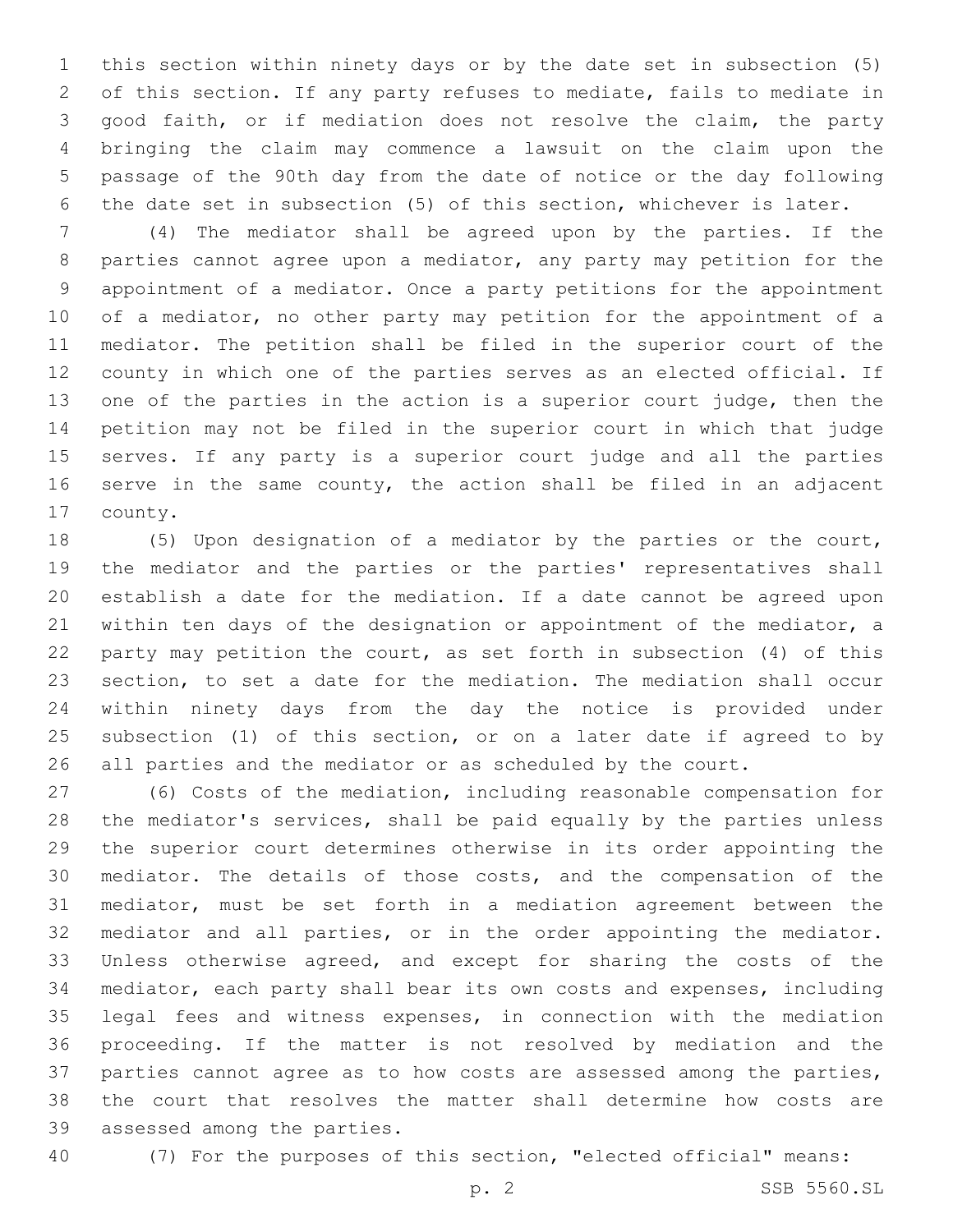this section within ninety days or by the date set in subsection (5) of this section. If any party refuses to mediate, fails to mediate in good faith, or if mediation does not resolve the claim, the party bringing the claim may commence a lawsuit on the claim upon the passage of the 90th day from the date of notice or the day following the date set in subsection (5) of this section, whichever is later.

(4) The mediator shall be agreed upon by the parties. If the parties cannot agree upon a mediator, any party may petition for the appointment of a mediator. Once a party petitions for the appointment of a mediator, no other party may petition for the appointment of a mediator. The petition shall be filed in the superior court of the county in which one of the parties serves as an elected official. If one of the parties in the action is a superior court judge, then the petition may not be filed in the superior court in which that judge serves. If any party is a superior court judge and all the parties serve in the same county, the action shall be filed in an adjacent county.

(5) Upon designation of a mediator by the parties or the court, the mediator and the parties or the parties' representatives shall establish a date for the mediation. If a date cannot be agreed upon within ten days of the designation or appointment of the mediator, a party may petition the court, as set forth in subsection (4) of this section, to set a date for the mediation. The mediation shall occur within ninety days from the day the notice is provided under subsection (1) of this section, or on a later date if agreed to by all parties and the mediator or as scheduled by the court.

(6) Costs of the mediation, including reasonable compensation for the mediator's services, shall be paid equally by the parties unless the superior court determines otherwise in its order appointing the mediator. The details of those costs, and the compensation of the mediator, must be set forth in a mediation agreement between the mediator and all parties, or in the order appointing the mediator. Unless otherwise agreed, and except for sharing the costs of the mediator, each party shall bear its own costs and expenses, including legal fees and witness expenses, in connection with the mediation proceeding. If the matter is not resolved by mediation and the parties cannot agree as to how costs are assessed among the parties, the court that resolves the matter shall determine how costs are assessed among the parties.

(7) For the purposes of this section, "elected official" means: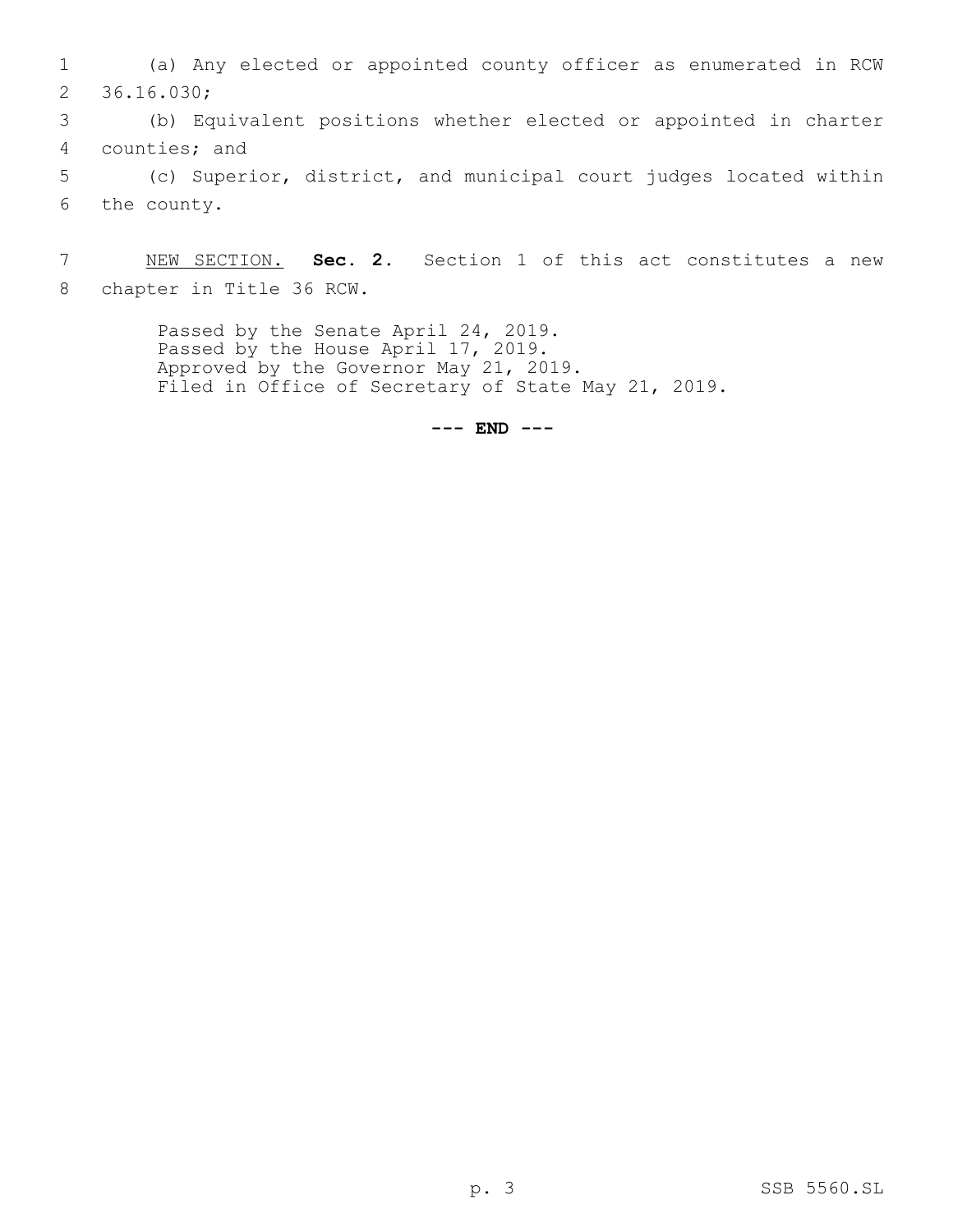(a) Any elected or appointed county officer as enumerated in RCW 36.16.030;

(b) Equivalent positions whether elected or appointed in charter counties; and

(c) Superior, district, and municipal court judges located within the county.

NEW SECTION. **Sec. 2.** Section 1 of this act constitutes a new chapter in Title 36 RCW.

Passed by the Senate April 24, 2019.
Passed by the House April 17, 2019.
Approved by the Governor May 21, 2019.
Filed in Office of Secretary of State May 21, 2019.

**--- END ---**